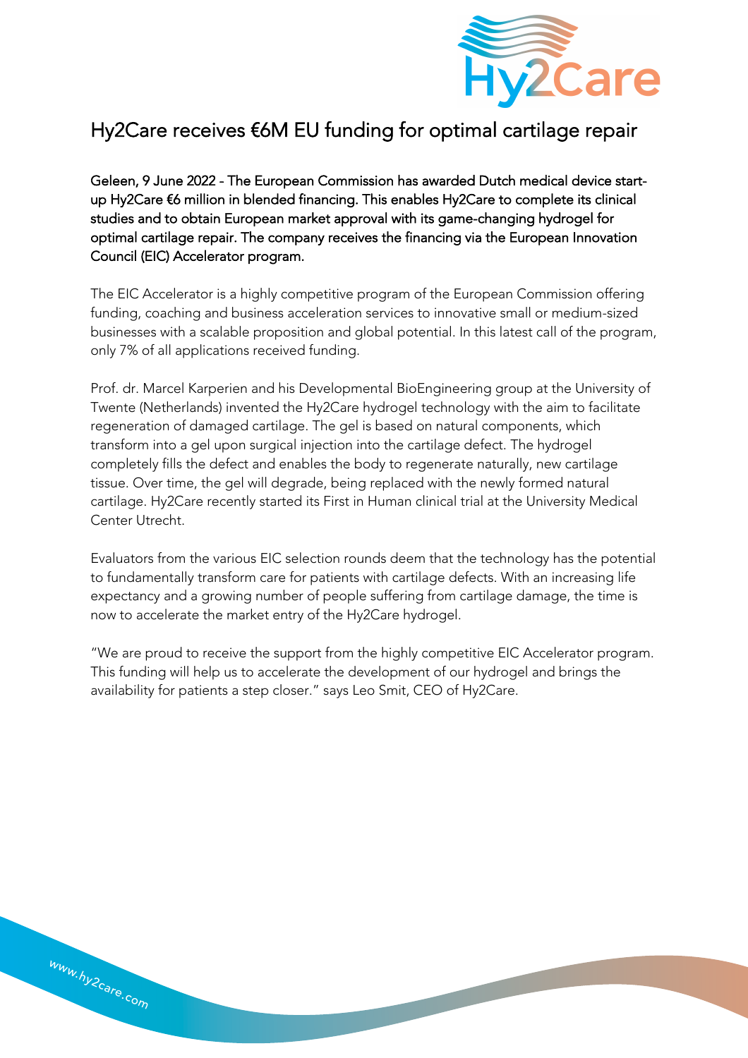# Hy2Care receives €6M EU funding for optimal cartilage repair

Geleen, 9 June 2022 - The European Commission has awarded Dutch medical device start-up Hy2Care €6 million in blended financing. This enables Hy2Care to complete its clinical studies and to obtain European market approval with its game-changing hydrogel for optimal cartilage repair. The company receives the financing via the European Innovation Council (EIC) Accelerator program.

The EIC Accelerator is a highly competitive program of the European Commission offering funding, coaching and business acceleration services to innovative small or medium-sized businesses with a scalable proposition and global potential. In this latest call of the program, only 7% of all applications received funding.

Prof. dr. Marcel Karperien and his Developmental BioEngineering group at the University of Twente (Netherlands) invented the Hy2Care hydrogel technology with the aim to facilitate regeneration of damaged cartilage. The gel is based on natural components, which transform into a gel upon surgical injection into the cartilage defect. The hydrogel completely fills the defect and enables the body to regenerate naturally, new cartilage tissue. Over time, the gel will degrade, being replaced with the newly formed natural cartilage. Hy2Care recently started its First in Human clinical trial at the University Medical Center Utrecht.

Evaluators from the various EIC selection rounds deem that the technology has the potential to fundamentally transform care for patients with cartilage defects. With an increasing life expectancy and a growing number of people suffering from cartilage damage, the time is now to accelerate the market entry of the Hy2Care hydrogel.

"We are proud to receive the support from the highly competitive EIC Accelerator program. This funding will help us to accelerate the development of our hydrogel and brings the availability for patients a step closer." says Leo Smit, CEO of Hy2Care.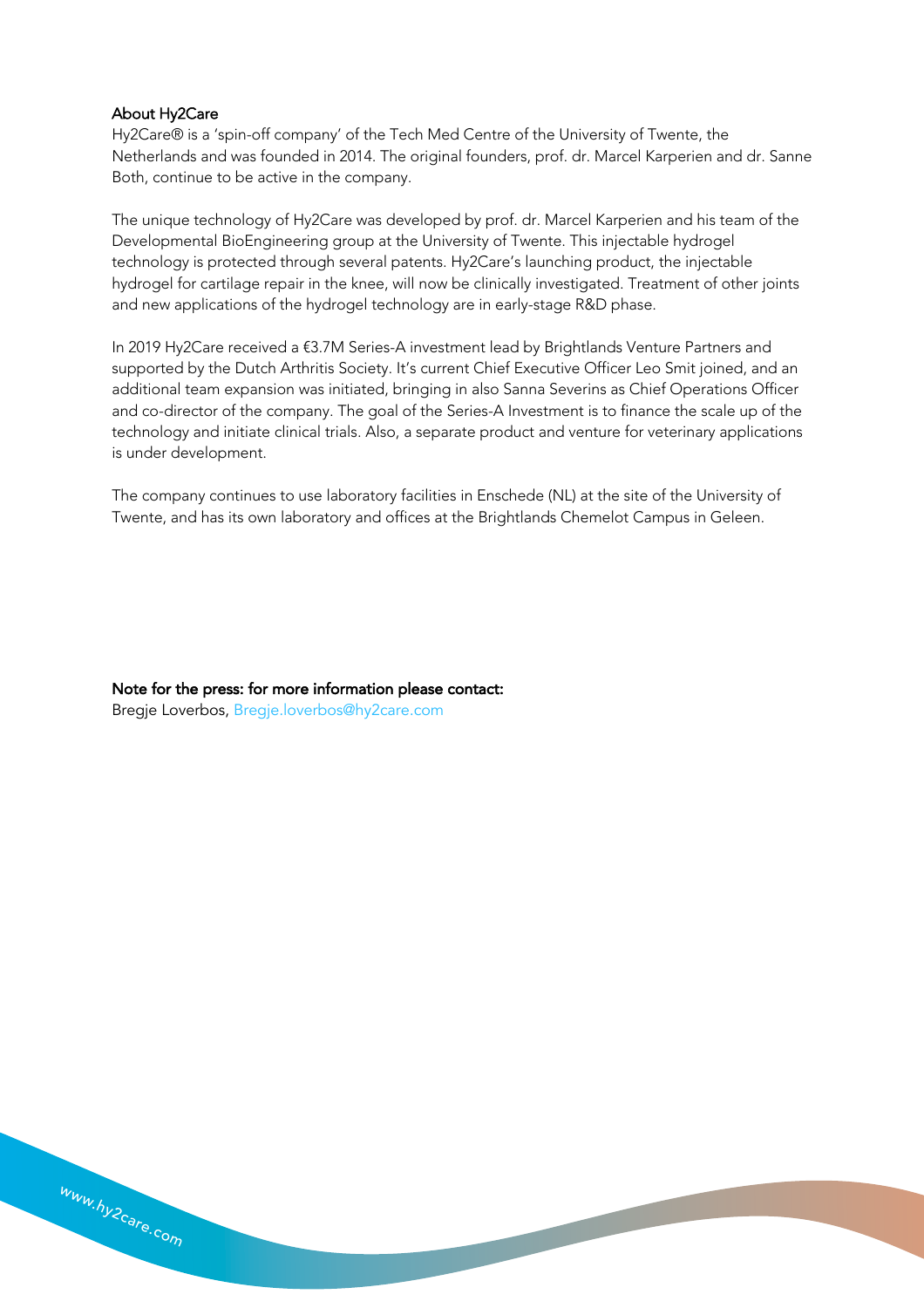## About Hy2Care

Hy2Care® is a 'spin-off company' of the Tech Med Centre of the University of Twente, the Netherlands and was founded in 2014. The original founders, prof. dr. Marcel Karperien and dr. Sanne Both, continue to be active in the company.

The unique technology of Hy2Care was developed by prof. dr. Marcel Karperien and his team of the Developmental BioEngineering group at the University of Twente. This injectable hydrogel technology is protected through several patents. Hy2Care's launching product, the injectable hydrogel for cartilage repair in the knee, will now be clinically investigated. Treatment of other joints and new applications of the hydrogel technology are in early-stage R&D phase.

In 2019 Hy2Care received a €3.7M Series-A investment lead by Brightlands Venture Partners and supported by the Dutch Arthritis Society. It's current Chief Executive Officer Leo Smit joined, and an additional team expansion was initiated, bringing in also Sanna Severins as Chief Operations Officer and co-director of the company. The goal of the Series-A Investment is to finance the scale up of the technology and initiate clinical trials. Also, a separate product and venture for veterinary applications is under development.

The company continues to use laboratory facilities in Enschede (NL) at the site of the University of Twente, and has its own laboratory and offices at the Brightlands Chemelot Campus in Geleen.

**Note for the press: for more information please contact:**
Bregje Loverbos, Bregje.loverbos@hy2care.com

www.hy2care.com